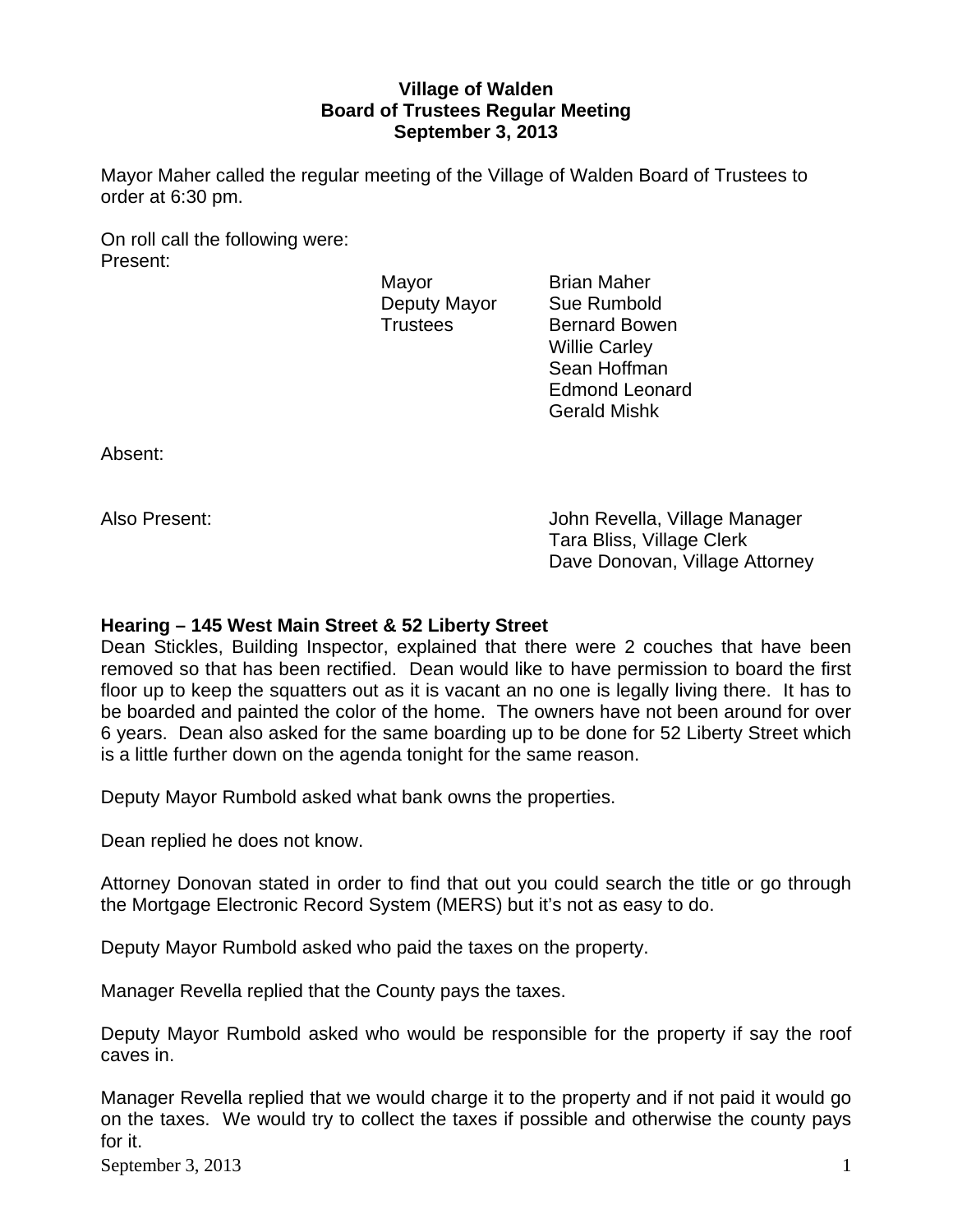**Village of Walden**
**Board of Trustees Regular Meeting**
**September 3, 2013**

Mayor Maher called the regular meeting of the Village of Walden Board of Trustees to order at 6:30 pm.

On roll call the following were:
Present:

| | |
|---|---|
| Mayor | Brian Maher |
| Deputy Mayor | Sue Rumbold |
| Trustees | Bernard Bowen |
| | Willie Carley |
| | Sean Hoffman |
| | Edmond Leonard |
| | Gerald Mishk |

Absent:

Also Present:

John Revella, Village Manager
Tara Bliss, Village Clerk
Dave Donovan, Village Attorney

**Hearing – 145 West Main Street & 52 Liberty Street**

Dean Stickles, Building Inspector, explained that there were 2 couches that have been removed so that has been rectified. Dean would like to have permission to board the first floor up to keep the squatters out as it is vacant an no one is legally living there. It has to be boarded and painted the color of the home. The owners have not been around for over 6 years. Dean also asked for the same boarding up to be done for 52 Liberty Street which is a little further down on the agenda tonight for the same reason.

Deputy Mayor Rumbold asked what bank owns the properties.

Dean replied he does not know.

Attorney Donovan stated in order to find that out you could search the title or go through the Mortgage Electronic Record System (MERS) but it's not as easy to do.

Deputy Mayor Rumbold asked who paid the taxes on the property.

Manager Revella replied that the County pays the taxes.

Deputy Mayor Rumbold asked who would be responsible for the property if say the roof caves in.

Manager Revella replied that we would charge it to the property and if not paid it would go on the taxes. We would try to collect the taxes if possible and otherwise the county pays for it.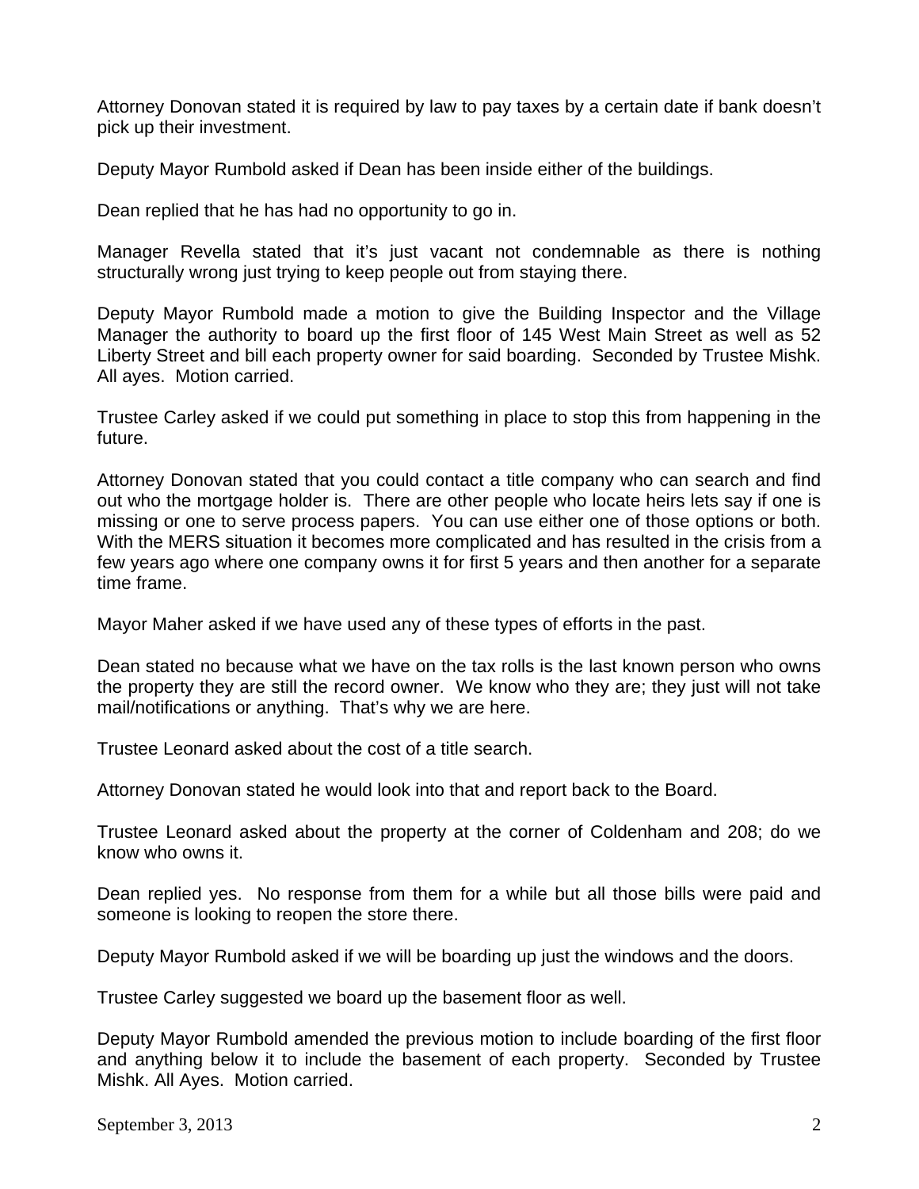Attorney Donovan stated it is required by law to pay taxes by a certain date if bank doesn't pick up their investment.

Deputy Mayor Rumbold asked if Dean has been inside either of the buildings.

Dean replied that he has had no opportunity to go in.

Manager Revella stated that it's just vacant not condemnable as there is nothing structurally wrong just trying to keep people out from staying there.

Deputy Mayor Rumbold made a motion to give the Building Inspector and the Village Manager the authority to board up the first floor of 145 West Main Street as well as 52 Liberty Street and bill each property owner for said boarding. Seconded by Trustee Mishk. All ayes. Motion carried.

Trustee Carley asked if we could put something in place to stop this from happening in the future.

Attorney Donovan stated that you could contact a title company who can search and find out who the mortgage holder is. There are other people who locate heirs lets say if one is missing or one to serve process papers. You can use either one of those options or both. With the MERS situation it becomes more complicated and has resulted in the crisis from a few years ago where one company owns it for first 5 years and then another for a separate time frame.

Mayor Maher asked if we have used any of these types of efforts in the past.

Dean stated no because what we have on the tax rolls is the last known person who owns the property they are still the record owner. We know who they are; they just will not take mail/notifications or anything. That's why we are here.

Trustee Leonard asked about the cost of a title search.

Attorney Donovan stated he would look into that and report back to the Board.

Trustee Leonard asked about the property at the corner of Coldenham and 208; do we know who owns it.

Dean replied yes. No response from them for a while but all those bills were paid and someone is looking to reopen the store there.

Deputy Mayor Rumbold asked if we will be boarding up just the windows and the doors.

Trustee Carley suggested we board up the basement floor as well.

Deputy Mayor Rumbold amended the previous motion to include boarding of the first floor and anything below it to include the basement of each property. Seconded by Trustee Mishk. All Ayes. Motion carried.

September 3, 2013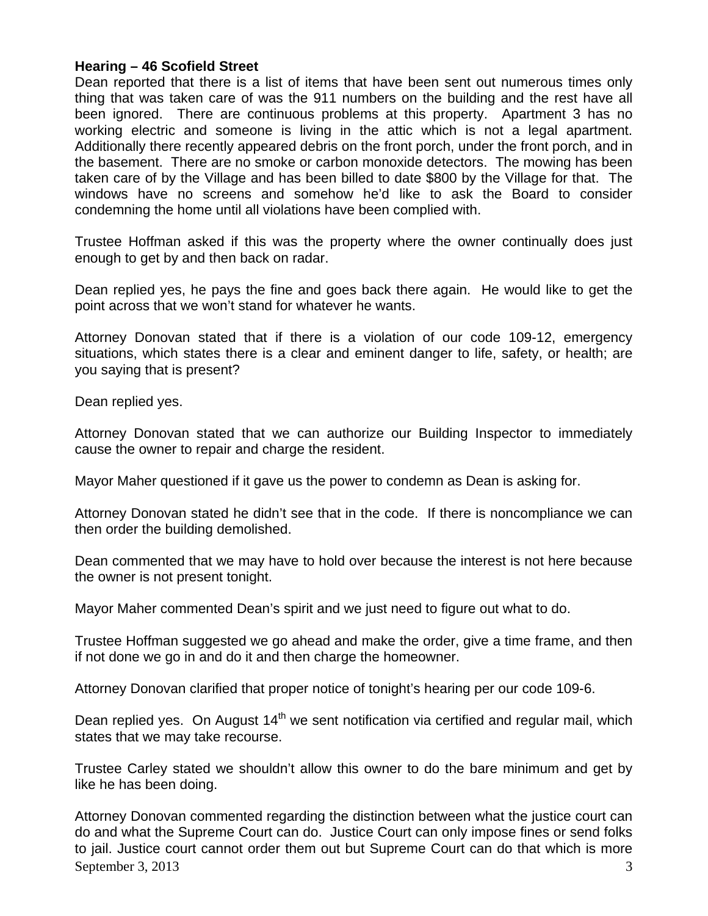**Hearing – 46 Scofield Street**

Dean reported that there is a list of items that have been sent out numerous times only thing that was taken care of was the 911 numbers on the building and the rest have all been ignored. There are continuous problems at this property. Apartment 3 has no working electric and someone is living in the attic which is not a legal apartment. Additionally there recently appeared debris on the front porch, under the front porch, and in the basement. There are no smoke or carbon monoxide detectors. The mowing has been taken care of by the Village and has been billed to date $800 by the Village for that. The windows have no screens and somehow he'd like to ask the Board to consider condemning the home until all violations have been complied with.

Trustee Hoffman asked if this was the property where the owner continually does just enough to get by and then back on radar.

Dean replied yes, he pays the fine and goes back there again. He would like to get the point across that we won't stand for whatever he wants.

Attorney Donovan stated that if there is a violation of our code 109-12, emergency situations, which states there is a clear and eminent danger to life, safety, or health; are you saying that is present?

Dean replied yes.

Attorney Donovan stated that we can authorize our Building Inspector to immediately cause the owner to repair and charge the resident.

Mayor Maher questioned if it gave us the power to condemn as Dean is asking for.

Attorney Donovan stated he didn't see that in the code. If there is noncompliance we can then order the building demolished.

Dean commented that we may have to hold over because the interest is not here because the owner is not present tonight.

Mayor Maher commented Dean's spirit and we just need to figure out what to do.

Trustee Hoffman suggested we go ahead and make the order, give a time frame, and then if not done we go in and do it and then charge the homeowner.

Attorney Donovan clarified that proper notice of tonight's hearing per our code 109-6.

Dean replied yes. On August 14th we sent notification via certified and regular mail, which states that we may take recourse.

Trustee Carley stated we shouldn't allow this owner to do the bare minimum and get by like he has been doing.

Attorney Donovan commented regarding the distinction between what the justice court can do and what the Supreme Court can do. Justice Court can only impose fines or send folks to jail. Justice court cannot order them out but Supreme Court can do that which is more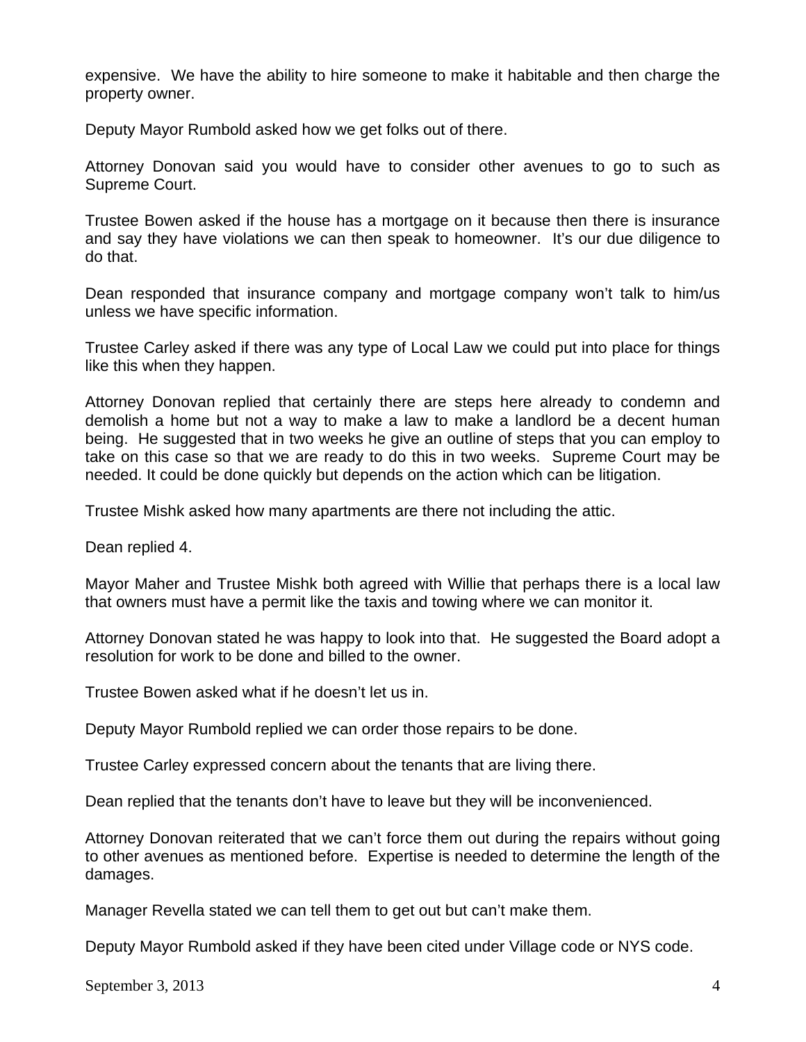expensive. We have the ability to hire someone to make it habitable and then charge the property owner.

Deputy Mayor Rumbold asked how we get folks out of there.

Attorney Donovan said you would have to consider other avenues to go to such as Supreme Court.

Trustee Bowen asked if the house has a mortgage on it because then there is insurance and say they have violations we can then speak to homeowner. It's our due diligence to do that.

Dean responded that insurance company and mortgage company won't talk to him/us unless we have specific information.

Trustee Carley asked if there was any type of Local Law we could put into place for things like this when they happen.

Attorney Donovan replied that certainly there are steps here already to condemn and demolish a home but not a way to make a law to make a landlord be a decent human being. He suggested that in two weeks he give an outline of steps that you can employ to take on this case so that we are ready to do this in two weeks. Supreme Court may be needed. It could be done quickly but depends on the action which can be litigation.

Trustee Mishk asked how many apartments are there not including the attic.

Dean replied 4.

Mayor Maher and Trustee Mishk both agreed with Willie that perhaps there is a local law that owners must have a permit like the taxis and towing where we can monitor it.

Attorney Donovan stated he was happy to look into that. He suggested the Board adopt a resolution for work to be done and billed to the owner.

Trustee Bowen asked what if he doesn't let us in.

Deputy Mayor Rumbold replied we can order those repairs to be done.

Trustee Carley expressed concern about the tenants that are living there.

Dean replied that the tenants don't have to leave but they will be inconvenienced.

Attorney Donovan reiterated that we can't force them out during the repairs without going to other avenues as mentioned before. Expertise is needed to determine the length of the damages.

Manager Revella stated we can tell them to get out but can't make them.

Deputy Mayor Rumbold asked if they have been cited under Village code or NYS code.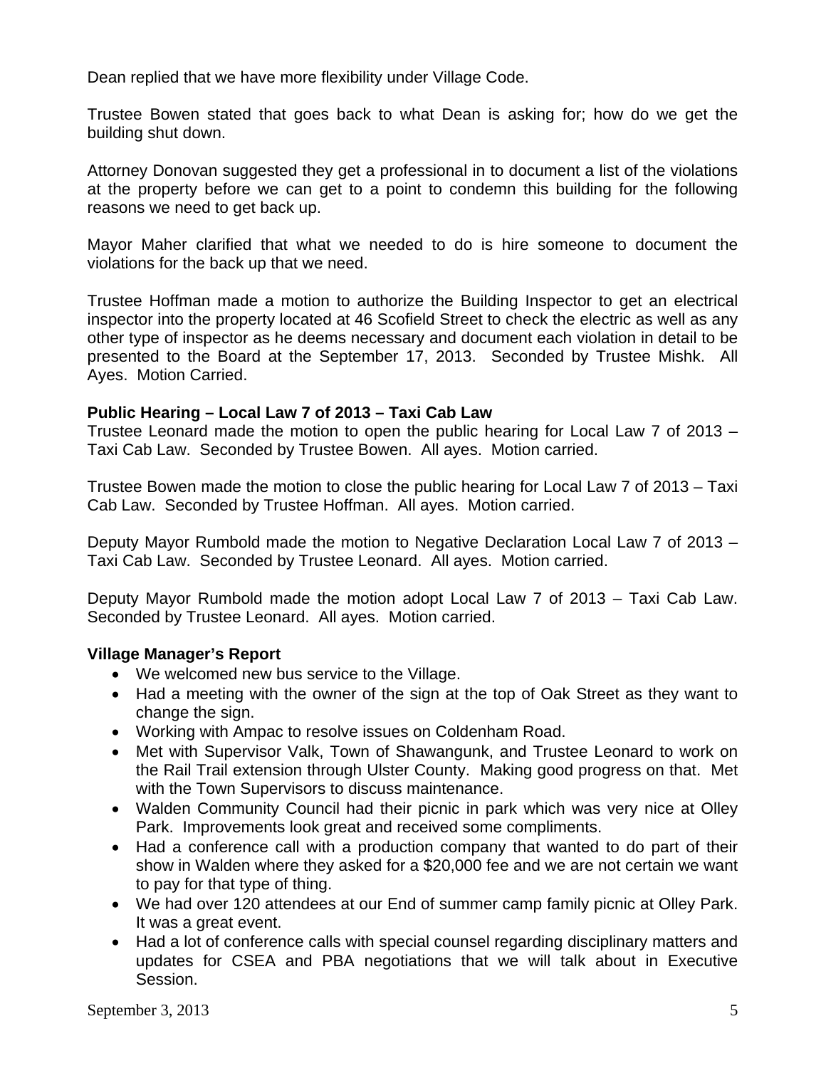Dean replied that we have more flexibility under Village Code.

Trustee Bowen stated that goes back to what Dean is asking for; how do we get the building shut down.

Attorney Donovan suggested they get a professional in to document a list of the violations at the property before we can get to a point to condemn this building for the following reasons we need to get back up.

Mayor Maher clarified that what we needed to do is hire someone to document the violations for the back up that we need.

Trustee Hoffman made a motion to authorize the Building Inspector to get an electrical inspector into the property located at 46 Scofield Street to check the electric as well as any other type of inspector as he deems necessary and document each violation in detail to be presented to the Board at the September 17, 2013. Seconded by Trustee Mishk. All Ayes. Motion Carried.

**Public Hearing – Local Law 7 of 2013 – Taxi Cab Law**

Trustee Leonard made the motion to open the public hearing for Local Law 7 of 2013 – Taxi Cab Law. Seconded by Trustee Bowen. All ayes. Motion carried.

Trustee Bowen made the motion to close the public hearing for Local Law 7 of 2013 – Taxi Cab Law. Seconded by Trustee Hoffman. All ayes. Motion carried.

Deputy Mayor Rumbold made the motion to Negative Declaration Local Law 7 of 2013 – Taxi Cab Law. Seconded by Trustee Leonard. All ayes. Motion carried.

Deputy Mayor Rumbold made the motion adopt Local Law 7 of 2013 – Taxi Cab Law. Seconded by Trustee Leonard. All ayes. Motion carried.

**Village Manager's Report**

- We welcomed new bus service to the Village.
- Had a meeting with the owner of the sign at the top of Oak Street as they want to change the sign.
- Working with Ampac to resolve issues on Coldenham Road.
- Met with Supervisor Valk, Town of Shawangunk, and Trustee Leonard to work on the Rail Trail extension through Ulster County. Making good progress on that. Met with the Town Supervisors to discuss maintenance.
- Walden Community Council had their picnic in park which was very nice at Olley Park. Improvements look great and received some compliments.
- Had a conference call with a production company that wanted to do part of their show in Walden where they asked for a $20,000 fee and we are not certain we want to pay for that type of thing.
- We had over 120 attendees at our End of summer camp family picnic at Olley Park. It was a great event.
- Had a lot of conference calls with special counsel regarding disciplinary matters and updates for CSEA and PBA negotiations that we will talk about in Executive Session.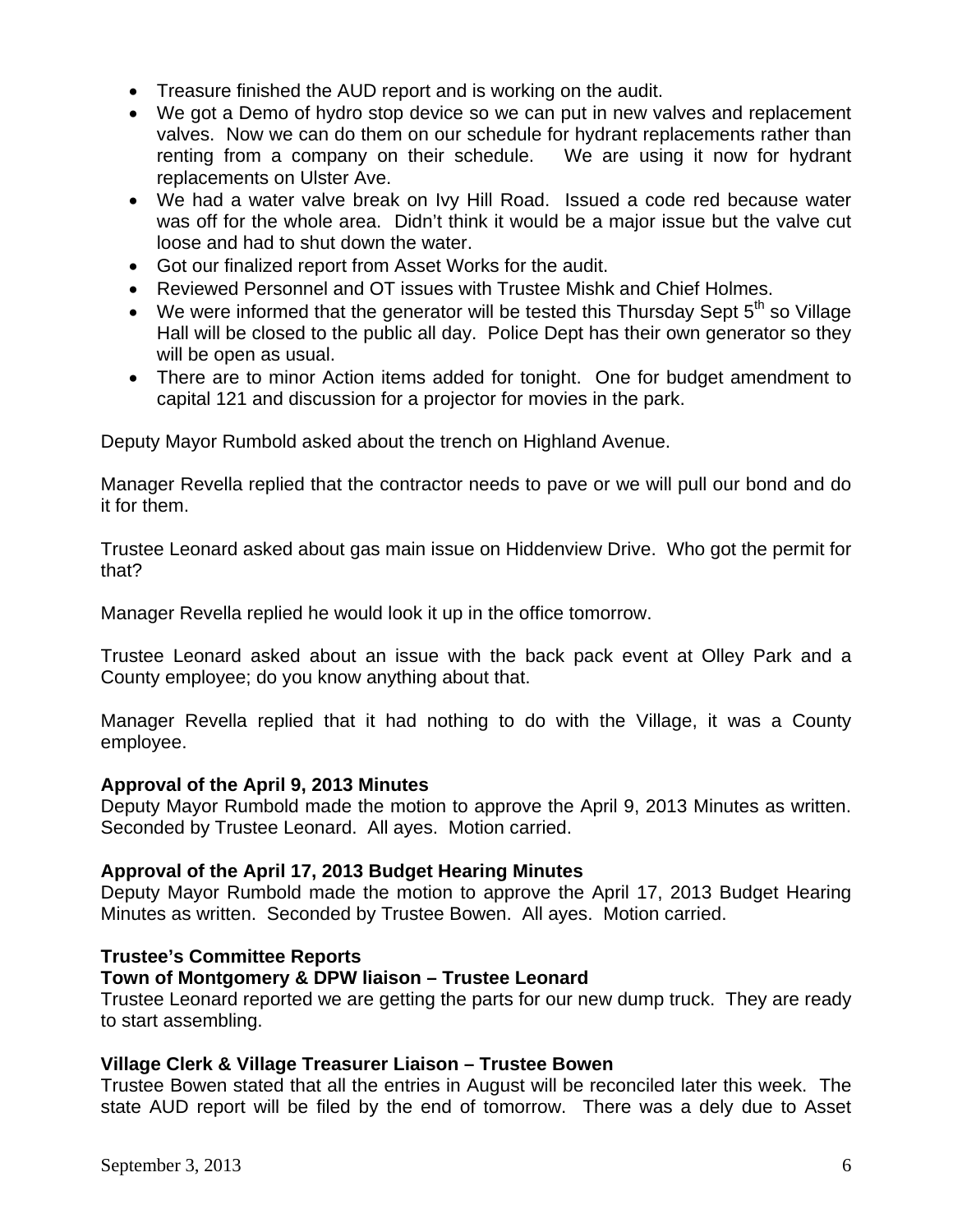- Treasure finished the AUD report and is working on the audit.
- We got a Demo of hydro stop device so we can put in new valves and replacement valves. Now we can do them on our schedule for hydrant replacements rather than renting from a company on their schedule. We are using it now for hydrant replacements on Ulster Ave.
- We had a water valve break on Ivy Hill Road. Issued a code red because water was off for the whole area. Didn't think it would be a major issue but the valve cut loose and had to shut down the water.
- Got our finalized report from Asset Works for the audit.
- Reviewed Personnel and OT issues with Trustee Mishk and Chief Holmes.
- We were informed that the generator will be tested this Thursday Sept 5th so Village Hall will be closed to the public all day. Police Dept has their own generator so they will be open as usual.
- There are to minor Action items added for tonight. One for budget amendment to capital 121 and discussion for a projector for movies in the park.

Deputy Mayor Rumbold asked about the trench on Highland Avenue.

Manager Revella replied that the contractor needs to pave or we will pull our bond and do it for them.

Trustee Leonard asked about gas main issue on Hiddenview Drive. Who got the permit for that?

Manager Revella replied he would look it up in the office tomorrow.

Trustee Leonard asked about an issue with the back pack event at Olley Park and a County employee; do you know anything about that.

Manager Revella replied that it had nothing to do with the Village, it was a County employee.

**Approval of the April 9, 2013 Minutes**
Deputy Mayor Rumbold made the motion to approve the April 9, 2013 Minutes as written. Seconded by Trustee Leonard. All ayes. Motion carried.

**Approval of the April 17, 2013 Budget Hearing Minutes**
Deputy Mayor Rumbold made the motion to approve the April 17, 2013 Budget Hearing Minutes as written. Seconded by Trustee Bowen. All ayes. Motion carried.

**Trustee's Committee Reports**

**Town of Montgomery & DPW liaison – Trustee Leonard**
Trustee Leonard reported we are getting the parts for our new dump truck. They are ready to start assembling.

**Village Clerk & Village Treasurer Liaison – Trustee Bowen**
Trustee Bowen stated that all the entries in August will be reconciled later this week. The state AUD report will be filed by the end of tomorrow. There was a dely due to Asset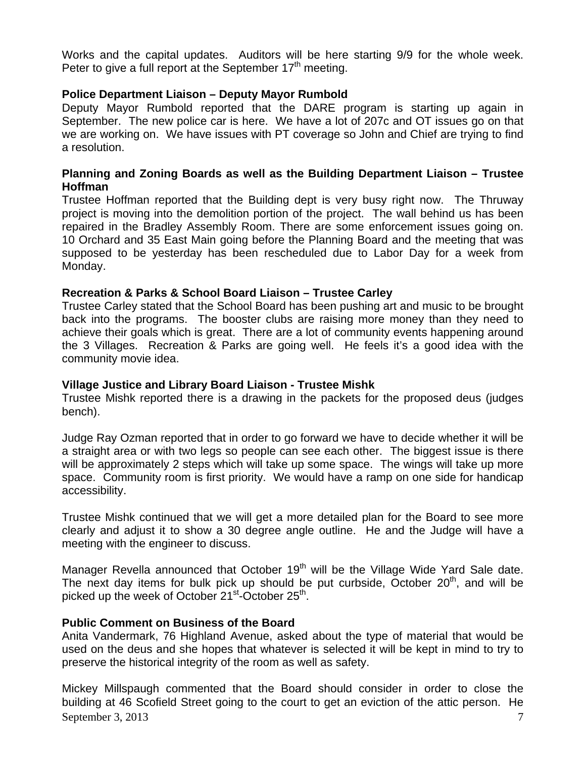Works and the capital updates. Auditors will be here starting 9/9 for the whole week. Peter to give a full report at the September 17th meeting.

**Police Department Liaison – Deputy Mayor Rumbold**

Deputy Mayor Rumbold reported that the DARE program is starting up again in September. The new police car is here. We have a lot of 207c and OT issues go on that we are working on. We have issues with PT coverage so John and Chief are trying to find a resolution.

**Planning and Zoning Boards as well as the Building Department Liaison – Trustee Hoffman**

Trustee Hoffman reported that the Building dept is very busy right now. The Thruway project is moving into the demolition portion of the project. The wall behind us has been repaired in the Bradley Assembly Room. There are some enforcement issues going on. 10 Orchard and 35 East Main going before the Planning Board and the meeting that was supposed to be yesterday has been rescheduled due to Labor Day for a week from Monday.

**Recreation & Parks & School Board Liaison – Trustee Carley**

Trustee Carley stated that the School Board has been pushing art and music to be brought back into the programs. The booster clubs are raising more money than they need to achieve their goals which is great. There are a lot of community events happening around the 3 Villages. Recreation & Parks are going well. He feels it's a good idea with the community movie idea.

**Village Justice and Library Board Liaison - Trustee Mishk**

Trustee Mishk reported there is a drawing in the packets for the proposed deus (judges bench).

Judge Ray Ozman reported that in order to go forward we have to decide whether it will be a straight area or with two legs so people can see each other. The biggest issue is there will be approximately 2 steps which will take up some space. The wings will take up more space. Community room is first priority. We would have a ramp on one side for handicap accessibility.

Trustee Mishk continued that we will get a more detailed plan for the Board to see more clearly and adjust it to show a 30 degree angle outline. He and the Judge will have a meeting with the engineer to discuss.

Manager Revella announced that October 19th will be the Village Wide Yard Sale date. The next day items for bulk pick up should be put curbside, October 20th, and will be picked up the week of October 21st-October 25th.

**Public Comment on Business of the Board**

Anita Vandermark, 76 Highland Avenue, asked about the type of material that would be used on the deus and she hopes that whatever is selected it will be kept in mind to try to preserve the historical integrity of the room as well as safety.

Mickey Millspaugh commented that the Board should consider in order to close the building at 46 Scofield Street going to the court to get an eviction of the attic person. He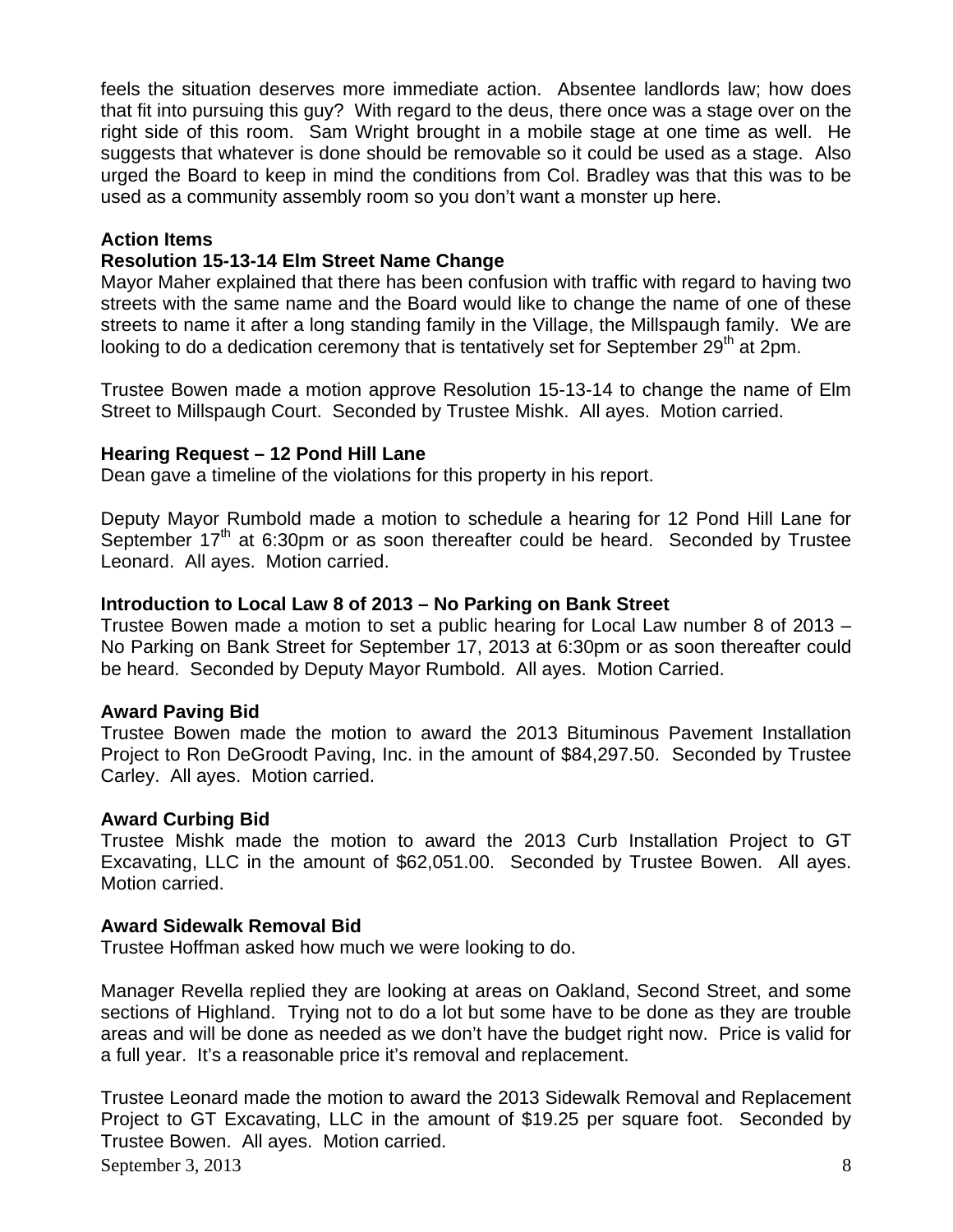feels the situation deserves more immediate action. Absentee landlords law; how does that fit into pursuing this guy? With regard to the deus, there once was a stage over on the right side of this room. Sam Wright brought in a mobile stage at one time as well. He suggests that whatever is done should be removable so it could be used as a stage. Also urged the Board to keep in mind the conditions from Col. Bradley was that this was to be used as a community assembly room so you don't want a monster up here.

**Action Items**

**Resolution 15-13-14 Elm Street Name Change**

Mayor Maher explained that there has been confusion with traffic with regard to having two streets with the same name and the Board would like to change the name of one of these streets to name it after a long standing family in the Village, the Millspaugh family. We are looking to do a dedication ceremony that is tentatively set for September 29th at 2pm.

Trustee Bowen made a motion approve Resolution 15-13-14 to change the name of Elm Street to Millspaugh Court. Seconded by Trustee Mishk. All ayes. Motion carried.

**Hearing Request – 12 Pond Hill Lane**

Dean gave a timeline of the violations for this property in his report.

Deputy Mayor Rumbold made a motion to schedule a hearing for 12 Pond Hill Lane for September 17th at 6:30pm or as soon thereafter could be heard. Seconded by Trustee Leonard. All ayes. Motion carried.

**Introduction to Local Law 8 of 2013 – No Parking on Bank Street**

Trustee Bowen made a motion to set a public hearing for Local Law number 8 of 2013 – No Parking on Bank Street for September 17, 2013 at 6:30pm or as soon thereafter could be heard. Seconded by Deputy Mayor Rumbold. All ayes. Motion Carried.

**Award Paving Bid**

Trustee Bowen made the motion to award the 2013 Bituminous Pavement Installation Project to Ron DeGroodt Paving, Inc. in the amount of $84,297.50. Seconded by Trustee Carley. All ayes. Motion carried.

**Award Curbing Bid**

Trustee Mishk made the motion to award the 2013 Curb Installation Project to GT Excavating, LLC in the amount of $62,051.00. Seconded by Trustee Bowen. All ayes. Motion carried.

**Award Sidewalk Removal Bid**

Trustee Hoffman asked how much we were looking to do.

Manager Revella replied they are looking at areas on Oakland, Second Street, and some sections of Highland. Trying not to do a lot but some have to be done as they are trouble areas and will be done as needed as we don't have the budget right now. Price is valid for a full year. It's a reasonable price it's removal and replacement.

Trustee Leonard made the motion to award the 2013 Sidewalk Removal and Replacement Project to GT Excavating, LLC in the amount of $19.25 per square foot. Seconded by Trustee Bowen. All ayes. Motion carried.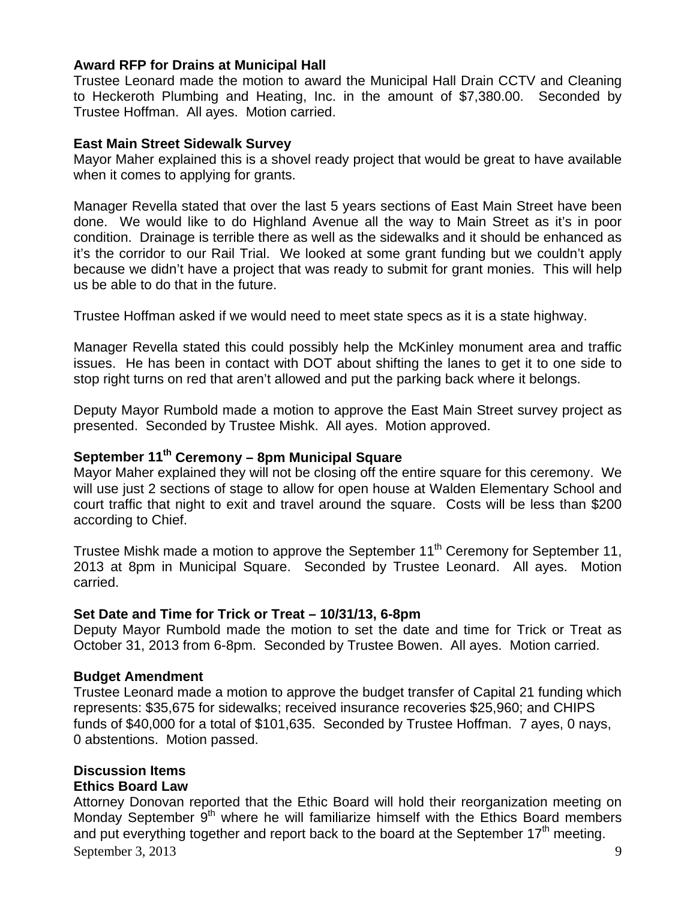**Award RFP for Drains at Municipal Hall**

Trustee Leonard made the motion to award the Municipal Hall Drain CCTV and Cleaning to Heckeroth Plumbing and Heating, Inc. in the amount of $7,380.00. Seconded by Trustee Hoffman. All ayes. Motion carried.

**East Main Street Sidewalk Survey**

Mayor Maher explained this is a shovel ready project that would be great to have available when it comes to applying for grants.

Manager Revella stated that over the last 5 years sections of East Main Street have been done. We would like to do Highland Avenue all the way to Main Street as it's in poor condition. Drainage is terrible there as well as the sidewalks and it should be enhanced as it's the corridor to our Rail Trial. We looked at some grant funding but we couldn't apply because we didn't have a project that was ready to submit for grant monies. This will help us be able to do that in the future.

Trustee Hoffman asked if we would need to meet state specs as it is a state highway.

Manager Revella stated this could possibly help the McKinley monument area and traffic issues. He has been in contact with DOT about shifting the lanes to get it to one side to stop right turns on red that aren't allowed and put the parking back where it belongs.

Deputy Mayor Rumbold made a motion to approve the East Main Street survey project as presented. Seconded by Trustee Mishk. All ayes. Motion approved.

**September 11th Ceremony – 8pm Municipal Square**

Mayor Maher explained they will not be closing off the entire square for this ceremony. We will use just 2 sections of stage to allow for open house at Walden Elementary School and court traffic that night to exit and travel around the square. Costs will be less than $200 according to Chief.

Trustee Mishk made a motion to approve the September 11th Ceremony for September 11, 2013 at 8pm in Municipal Square. Seconded by Trustee Leonard. All ayes. Motion carried.

**Set Date and Time for Trick or Treat – 10/31/13, 6-8pm**

Deputy Mayor Rumbold made the motion to set the date and time for Trick or Treat as October 31, 2013 from 6-8pm. Seconded by Trustee Bowen. All ayes. Motion carried.

**Budget Amendment**

Trustee Leonard made a motion to approve the budget transfer of Capital 21 funding which represents: $35,675 for sidewalks; received insurance recoveries $25,960; and CHIPS funds of $40,000 for a total of $101,635. Seconded by Trustee Hoffman. 7 ayes, 0 nays, 0 abstentions. Motion passed.

**Discussion Items**

**Ethics Board Law**

Attorney Donovan reported that the Ethic Board will hold their reorganization meeting on Monday September 9th where he will familiarize himself with the Ethics Board members and put everything together and report back to the board at the September 17th meeting.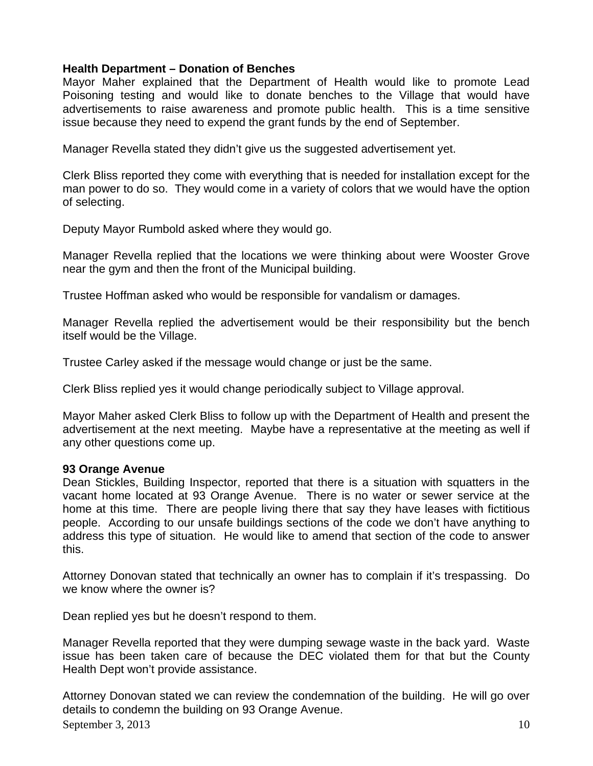**Health Department – Donation of Benches**

Mayor Maher explained that the Department of Health would like to promote Lead Poisoning testing and would like to donate benches to the Village that would have advertisements to raise awareness and promote public health. This is a time sensitive issue because they need to expend the grant funds by the end of September.

Manager Revella stated they didn't give us the suggested advertisement yet.

Clerk Bliss reported they come with everything that is needed for installation except for the man power to do so. They would come in a variety of colors that we would have the option of selecting.

Deputy Mayor Rumbold asked where they would go.

Manager Revella replied that the locations we were thinking about were Wooster Grove near the gym and then the front of the Municipal building.

Trustee Hoffman asked who would be responsible for vandalism or damages.

Manager Revella replied the advertisement would be their responsibility but the bench itself would be the Village.

Trustee Carley asked if the message would change or just be the same.

Clerk Bliss replied yes it would change periodically subject to Village approval.

Mayor Maher asked Clerk Bliss to follow up with the Department of Health and present the advertisement at the next meeting. Maybe have a representative at the meeting as well if any other questions come up.

**93 Orange Avenue**

Dean Stickles, Building Inspector, reported that there is a situation with squatters in the vacant home located at 93 Orange Avenue. There is no water or sewer service at the home at this time. There are people living there that say they have leases with fictitious people. According to our unsafe buildings sections of the code we don't have anything to address this type of situation. He would like to amend that section of the code to answer this.

Attorney Donovan stated that technically an owner has to complain if it's trespassing. Do we know where the owner is?

Dean replied yes but he doesn't respond to them.

Manager Revella reported that they were dumping sewage waste in the back yard. Waste issue has been taken care of because the DEC violated them for that but the County Health Dept won't provide assistance.

Attorney Donovan stated we can review the condemnation of the building. He will go over details to condemn the building on 93 Orange Avenue.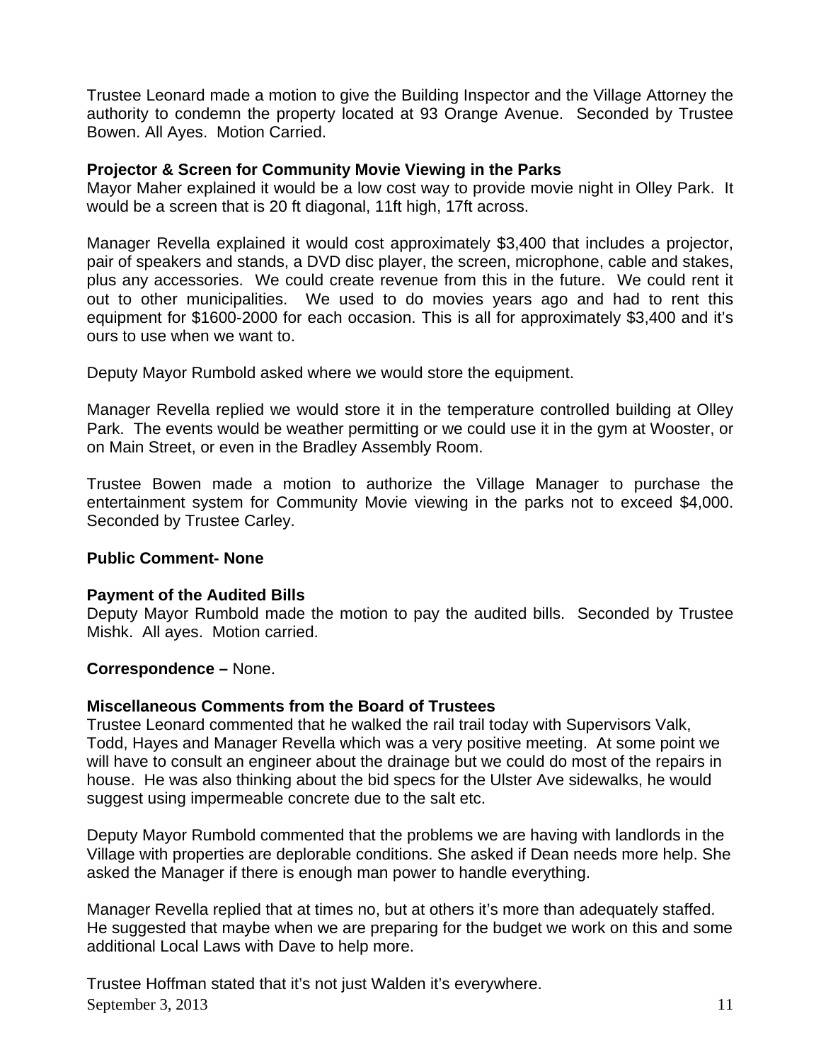Trustee Leonard made a motion to give the Building Inspector and the Village Attorney the authority to condemn the property located at 93 Orange Avenue. Seconded by Trustee Bowen. All Ayes. Motion Carried.

**Projector & Screen for Community Movie Viewing in the Parks**

Mayor Maher explained it would be a low cost way to provide movie night in Olley Park. It would be a screen that is 20 ft diagonal, 11ft high, 17ft across.

Manager Revella explained it would cost approximately $3,400 that includes a projector, pair of speakers and stands, a DVD disc player, the screen, microphone, cable and stakes, plus any accessories. We could create revenue from this in the future. We could rent it out to other municipalities. We used to do movies years ago and had to rent this equipment for $1600-2000 for each occasion. This is all for approximately $3,400 and it's ours to use when we want to.

Deputy Mayor Rumbold asked where we would store the equipment.

Manager Revella replied we would store it in the temperature controlled building at Olley Park. The events would be weather permitting or we could use it in the gym at Wooster, or on Main Street, or even in the Bradley Assembly Room.

Trustee Bowen made a motion to authorize the Village Manager to purchase the entertainment system for Community Movie viewing in the parks not to exceed $4,000. Seconded by Trustee Carley.

**Public Comment- None**

**Payment of the Audited Bills**

Deputy Mayor Rumbold made the motion to pay the audited bills. Seconded by Trustee Mishk. All ayes. Motion carried.

**Correspondence –** None.

**Miscellaneous Comments from the Board of Trustees**

Trustee Leonard commented that he walked the rail trail today with Supervisors Valk, Todd, Hayes and Manager Revella which was a very positive meeting. At some point we will have to consult an engineer about the drainage but we could do most of the repairs in house. He was also thinking about the bid specs for the Ulster Ave sidewalks, he would suggest using impermeable concrete due to the salt etc.

Deputy Mayor Rumbold commented that the problems we are having with landlords in the Village with properties are deplorable conditions. She asked if Dean needs more help. She asked the Manager if there is enough man power to handle everything.

Manager Revella replied that at times no, but at others it's more than adequately staffed. He suggested that maybe when we are preparing for the budget we work on this and some additional Local Laws with Dave to help more.

Trustee Hoffman stated that it's not just Walden it's everywhere.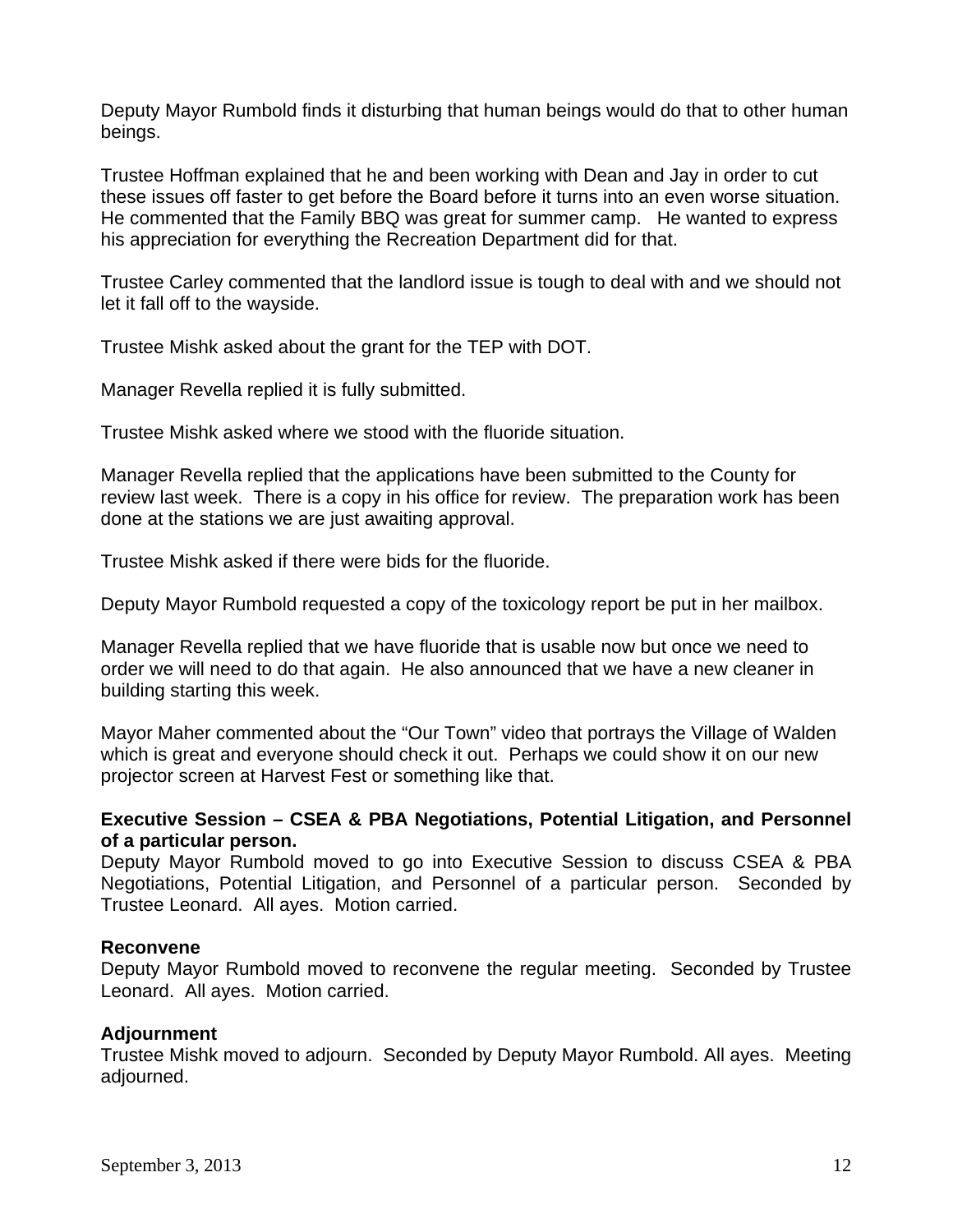Deputy Mayor Rumbold finds it disturbing that human beings would do that to other human beings.

Trustee Hoffman explained that he and been working with Dean and Jay in order to cut these issues off faster to get before the Board before it turns into an even worse situation. He commented that the Family BBQ was great for summer camp. He wanted to express his appreciation for everything the Recreation Department did for that.

Trustee Carley commented that the landlord issue is tough to deal with and we should not let it fall off to the wayside.

Trustee Mishk asked about the grant for the TEP with DOT.

Manager Revella replied it is fully submitted.

Trustee Mishk asked where we stood with the fluoride situation.

Manager Revella replied that the applications have been submitted to the County for review last week. There is a copy in his office for review. The preparation work has been done at the stations we are just awaiting approval.

Trustee Mishk asked if there were bids for the fluoride.

Deputy Mayor Rumbold requested a copy of the toxicology report be put in her mailbox.

Manager Revella replied that we have fluoride that is usable now but once we need to order we will need to do that again. He also announced that we have a new cleaner in building starting this week.

Mayor Maher commented about the "Our Town" video that portrays the Village of Walden which is great and everyone should check it out. Perhaps we could show it on our new projector screen at Harvest Fest or something like that.

**Executive Session – CSEA & PBA Negotiations, Potential Litigation, and Personnel of a particular person.**

Deputy Mayor Rumbold moved to go into Executive Session to discuss CSEA & PBA Negotiations, Potential Litigation, and Personnel of a particular person. Seconded by Trustee Leonard. All ayes. Motion carried.

**Reconvene**

Deputy Mayor Rumbold moved to reconvene the regular meeting. Seconded by Trustee Leonard. All ayes. Motion carried.

**Adjournment**

Trustee Mishk moved to adjourn. Seconded by Deputy Mayor Rumbold. All ayes. Meeting adjourned.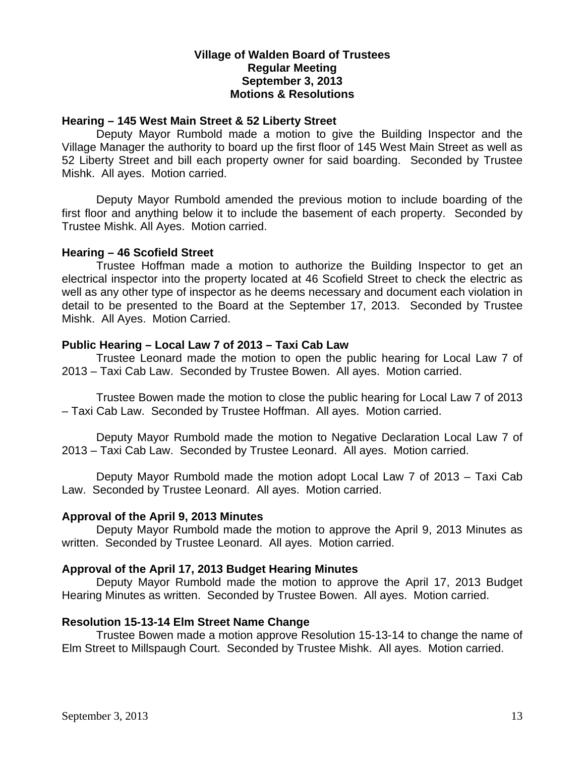# Village of Walden Board of Trustees
## Regular Meeting
## September 3, 2013
## Motions & Resolutions

**Hearing – 145 West Main Street & 52 Liberty Street**

Deputy Mayor Rumbold made a motion to give the Building Inspector and the Village Manager the authority to board up the first floor of 145 West Main Street as well as 52 Liberty Street and bill each property owner for said boarding. Seconded by Trustee Mishk. All ayes. Motion carried.

Deputy Mayor Rumbold amended the previous motion to include boarding of the first floor and anything below it to include the basement of each property. Seconded by Trustee Mishk. All Ayes. Motion carried.

**Hearing – 46 Scofield Street**

Trustee Hoffman made a motion to authorize the Building Inspector to get an electrical inspector into the property located at 46 Scofield Street to check the electric as well as any other type of inspector as he deems necessary and document each violation in detail to be presented to the Board at the September 17, 2013. Seconded by Trustee Mishk. All Ayes. Motion Carried.

**Public Hearing – Local Law 7 of 2013 – Taxi Cab Law**

Trustee Leonard made the motion to open the public hearing for Local Law 7 of 2013 – Taxi Cab Law. Seconded by Trustee Bowen. All ayes. Motion carried.

Trustee Bowen made the motion to close the public hearing for Local Law 7 of 2013 – Taxi Cab Law. Seconded by Trustee Hoffman. All ayes. Motion carried.

Deputy Mayor Rumbold made the motion to Negative Declaration Local Law 7 of 2013 – Taxi Cab Law. Seconded by Trustee Leonard. All ayes. Motion carried.

Deputy Mayor Rumbold made the motion adopt Local Law 7 of 2013 – Taxi Cab Law. Seconded by Trustee Leonard. All ayes. Motion carried.

**Approval of the April 9, 2013 Minutes**

Deputy Mayor Rumbold made the motion to approve the April 9, 2013 Minutes as written. Seconded by Trustee Leonard. All ayes. Motion carried.

**Approval of the April 17, 2013 Budget Hearing Minutes**

Deputy Mayor Rumbold made the motion to approve the April 17, 2013 Budget Hearing Minutes as written. Seconded by Trustee Bowen. All ayes. Motion carried.

**Resolution 15-13-14 Elm Street Name Change**

Trustee Bowen made a motion approve Resolution 15-13-14 to change the name of Elm Street to Millspaugh Court. Seconded by Trustee Mishk. All ayes. Motion carried.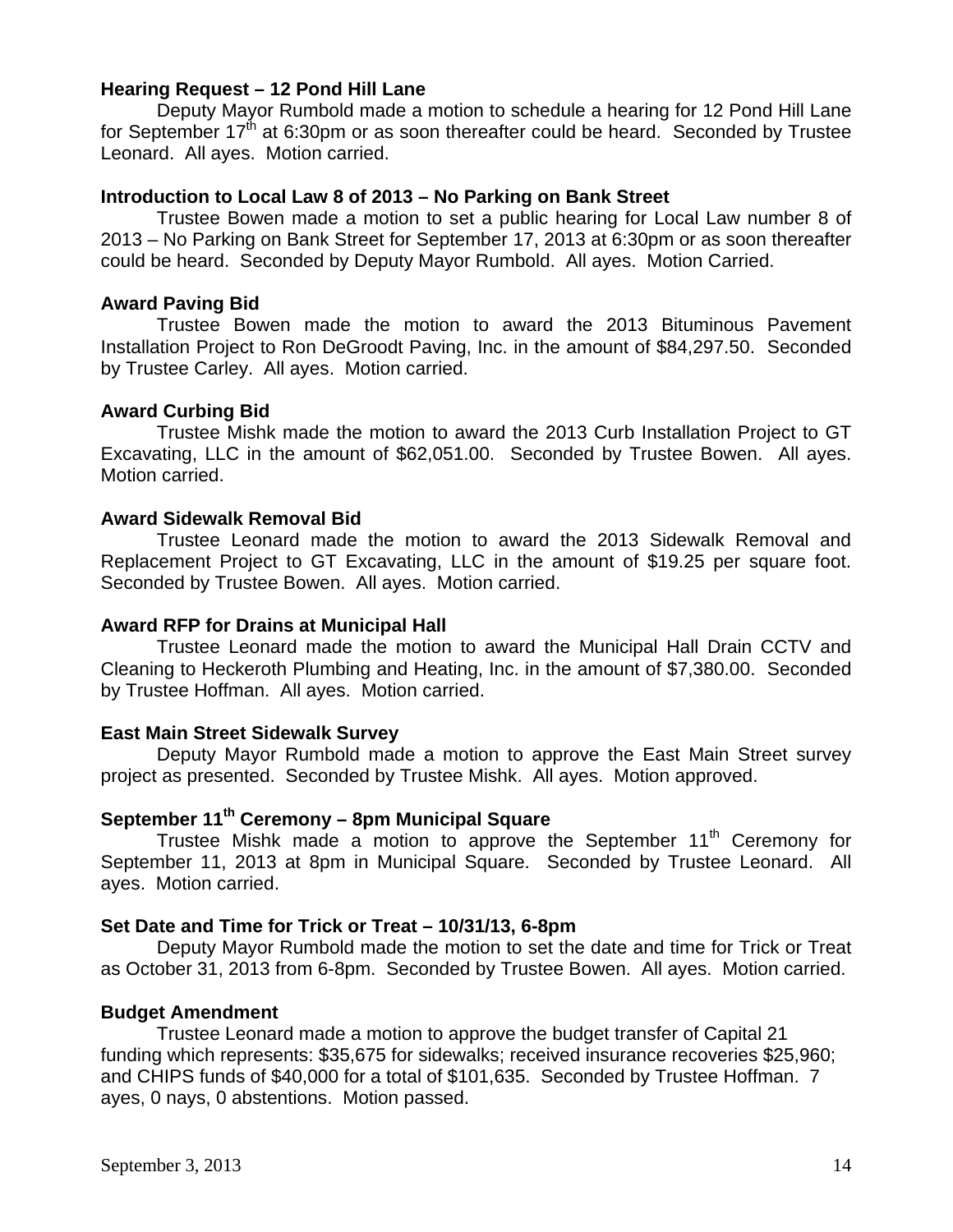**Hearing Request – 12 Pond Hill Lane**

Deputy Mayor Rumbold made a motion to schedule a hearing for 12 Pond Hill Lane for September 17th at 6:30pm or as soon thereafter could be heard. Seconded by Trustee Leonard. All ayes. Motion carried.

**Introduction to Local Law 8 of 2013 – No Parking on Bank Street**

Trustee Bowen made a motion to set a public hearing for Local Law number 8 of 2013 – No Parking on Bank Street for September 17, 2013 at 6:30pm or as soon thereafter could be heard. Seconded by Deputy Mayor Rumbold. All ayes. Motion Carried.

**Award Paving Bid**

Trustee Bowen made the motion to award the 2013 Bituminous Pavement Installation Project to Ron DeGroodt Paving, Inc. in the amount of $84,297.50. Seconded by Trustee Carley. All ayes. Motion carried.

**Award Curbing Bid**

Trustee Mishk made the motion to award the 2013 Curb Installation Project to GT Excavating, LLC in the amount of $62,051.00. Seconded by Trustee Bowen. All ayes. Motion carried.

**Award Sidewalk Removal Bid**

Trustee Leonard made the motion to award the 2013 Sidewalk Removal and Replacement Project to GT Excavating, LLC in the amount of $19.25 per square foot. Seconded by Trustee Bowen. All ayes. Motion carried.

**Award RFP for Drains at Municipal Hall**

Trustee Leonard made the motion to award the Municipal Hall Drain CCTV and Cleaning to Heckeroth Plumbing and Heating, Inc. in the amount of $7,380.00. Seconded by Trustee Hoffman. All ayes. Motion carried.

**East Main Street Sidewalk Survey**

Deputy Mayor Rumbold made a motion to approve the East Main Street survey project as presented. Seconded by Trustee Mishk. All ayes. Motion approved.

**September 11th Ceremony – 8pm Municipal Square**

Trustee Mishk made a motion to approve the September 11th Ceremony for September 11, 2013 at 8pm in Municipal Square. Seconded by Trustee Leonard. All ayes. Motion carried.

**Set Date and Time for Trick or Treat – 10/31/13, 6-8pm**

Deputy Mayor Rumbold made the motion to set the date and time for Trick or Treat as October 31, 2013 from 6-8pm. Seconded by Trustee Bowen. All ayes. Motion carried.

**Budget Amendment**

Trustee Leonard made a motion to approve the budget transfer of Capital 21 funding which represents: $35,675 for sidewalks; received insurance recoveries $25,960; and CHIPS funds of $40,000 for a total of $101,635. Seconded by Trustee Hoffman. 7 ayes, 0 nays, 0 abstentions. Motion passed.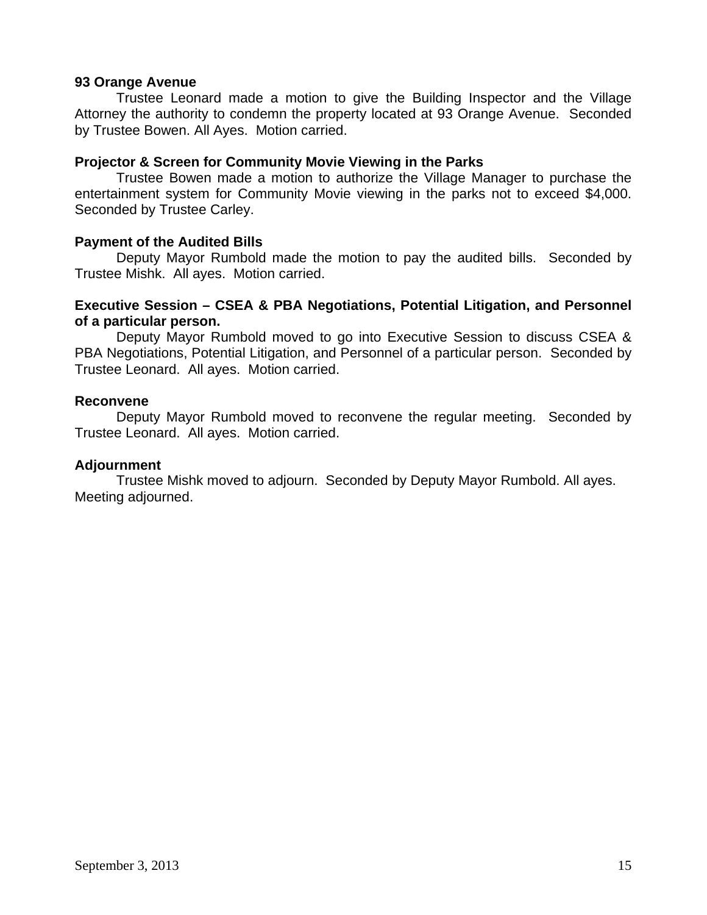**93 Orange Avenue**

Trustee Leonard made a motion to give the Building Inspector and the Village Attorney the authority to condemn the property located at 93 Orange Avenue. Seconded by Trustee Bowen. All Ayes. Motion carried.

**Projector & Screen for Community Movie Viewing in the Parks**

Trustee Bowen made a motion to authorize the Village Manager to purchase the entertainment system for Community Movie viewing in the parks not to exceed $4,000. Seconded by Trustee Carley.

**Payment of the Audited Bills**

Deputy Mayor Rumbold made the motion to pay the audited bills. Seconded by Trustee Mishk. All ayes. Motion carried.

**Executive Session – CSEA & PBA Negotiations, Potential Litigation, and Personnel of a particular person.**

Deputy Mayor Rumbold moved to go into Executive Session to discuss CSEA & PBA Negotiations, Potential Litigation, and Personnel of a particular person. Seconded by Trustee Leonard. All ayes. Motion carried.

**Reconvene**

Deputy Mayor Rumbold moved to reconvene the regular meeting. Seconded by Trustee Leonard. All ayes. Motion carried.

**Adjournment**

Trustee Mishk moved to adjourn. Seconded by Deputy Mayor Rumbold. All ayes. Meeting adjourned.